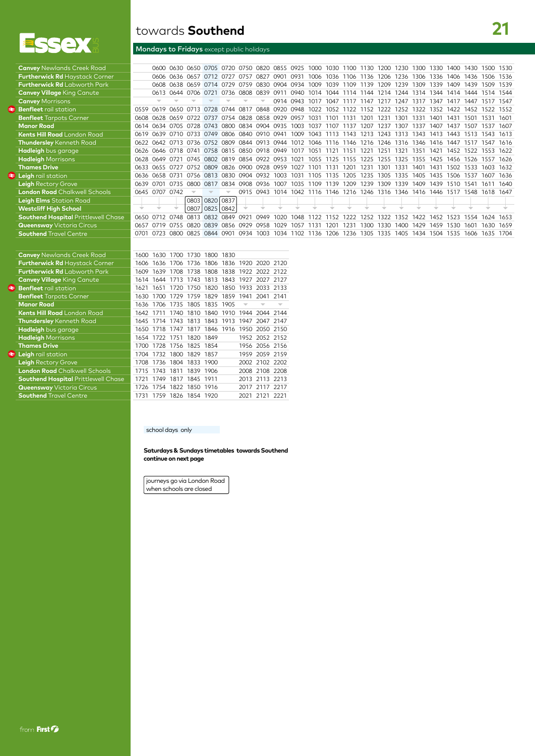# towards **Southend** — 21

## **Mondays to Fridays** except public holidays

| Stop | | | | | | | | | | | | | | | | | | | | | | |
|---|---|---|---|---|---|---|---|---|---|---|---|---|---|---|---|---|---|---|---|---|---|---|
| **Canvey** Newlands Creek Road | | 0600 | 0630 | 0650 | 0705 | 0720 | 0750 | 0820 | 0855 | 0925 | 1000 | 1030 | 1100 | 1130 | 1200 | 1230 | 1300 | 1330 | 1400 | 1430 | 1500 | 1530 |
| **Furtherwick Rd** Haystack Corner | | 0606 | 0636 | 0657 | 0712 | 0727 | 0757 | 0827 | 0901 | 0931 | 1006 | 1036 | 1106 | 1136 | 1206 | 1236 | 1306 | 1336 | 1406 | 1436 | 1506 | 1536 |
| **Furtherwick Rd** Labworth Park | | 0608 | 0638 | 0659 | 0714 | 0729 | 0759 | 0830 | 0904 | 0934 | 1009 | 1039 | 1109 | 1139 | 1209 | 1239 | 1309 | 1339 | 1409 | 1439 | 1509 | 1539 |
| **Canvey Village** King Canute | | 0613 | 0644 | 0706 | 0721 | 0736 | 0808 | 0839 | 0911 | 0940 | 1014 | 1044 | 1114 | 1144 | 1214 | 1244 | 1314 | 1344 | 1414 | 1444 | 1514 | 1544 |
| **Canvey** Morrisons | | ↓ | ↓ | ↓ | ↓ | ↓ | ↓ | ↓ | 0914 | 0943 | 1017 | 1047 | 1117 | 1147 | 1217 | 1247 | 1317 | 1347 | 1417 | 1447 | 1517 | 1547 |
| **Benfleet** rail station | 0559 | 0619 | 0650 | 0713 | 0728 | 0744 | 0817 | 0848 | 0920 | 0948 | 1022 | 1052 | 1122 | 1152 | 1222 | 1252 | 1322 | 1352 | 1422 | 1452 | 1522 | 1552 |
| **Benfleet** Tarpots Corner | 0608 | 0628 | 0659 | 0722 | 0737 | 0754 | 0828 | 0858 | 0929 | 0957 | 1031 | 1101 | 1131 | 1201 | 1231 | 1301 | 1331 | 1401 | 1431 | 1501 | 1531 | 1601 |
| **Manor Road** | 0614 | 0634 | 0705 | 0728 | 0743 | 0800 | 0834 | 0904 | 0935 | 1003 | 1037 | 1107 | 1137 | 1207 | 1237 | 1307 | 1337 | 1407 | 1437 | 1507 | 1537 | 1607 |
| **Kents Hill Road** London Road | 0619 | 0639 | 0710 | 0733 | 0749 | 0806 | 0840 | 0910 | 0941 | 1009 | 1043 | 1113 | 1143 | 1213 | 1243 | 1313 | 1343 | 1413 | 1443 | 1513 | 1543 | 1613 |
| **Thundersley** Kenneth Road | 0622 | 0642 | 0713 | 0736 | 0752 | 0809 | 0844 | 0913 | 0944 | 1012 | 1046 | 1116 | 1146 | 1216 | 1246 | 1316 | 1346 | 1416 | 1447 | 1517 | 1547 | 1616 |
| **Hadleigh** bus garage | 0626 | 0646 | 0718 | 0741 | 0758 | 0815 | 0850 | 0918 | 0949 | 1017 | 1051 | 1121 | 1151 | 1221 | 1251 | 1321 | 1351 | 1421 | 1452 | 1522 | 1553 | 1622 |
| **Hadleigh** Morrisons | 0628 | 0649 | 0721 | 0745 | 0802 | 0819 | 0854 | 0922 | 0953 | 1021 | 1055 | 1125 | 1155 | 1225 | 1255 | 1325 | 1355 | 1425 | 1456 | 1526 | 1557 | 1626 |
| **Thames Drive** | 0633 | 0655 | 0727 | 0752 | 0809 | 0826 | 0900 | 0928 | 0959 | 1027 | 1101 | 1131 | 1201 | 1231 | 1301 | 1331 | 1401 | 1431 | 1502 | 1533 | 1603 | 1632 |
| **Leigh** rail station | 0636 | 0658 | 0731 | 0756 | 0813 | 0830 | 0904 | 0932 | 1003 | 1031 | 1105 | 1135 | 1205 | 1235 | 1305 | 1335 | 1405 | 1435 | 1506 | 1537 | 1607 | 1636 |
| **Leigh** Rectory Grove | 0639 | 0701 | 0735 | 0800 | 0817 | 0834 | 0908 | 0936 | 1007 | 1035 | 1109 | 1139 | 1209 | 1239 | 1309 | 1339 | 1409 | 1439 | 1510 | 1541 | 1611 | 1640 |
| **London Road** Chalkwell Schools | 0645 | 0707 | 0742 | ↓ | ↓ | ↓ | 0915 | 0943 | 1014 | 1042 | 1116 | 1146 | 1216 | 1246 | 1316 | 1346 | 1416 | 1446 | 1517 | 1548 | 1618 | 1647 |
| **Leigh Elms** Station Road | | | | 0803 | 0820 | 0837 | | | | | | | | | | | | | | | | |
| **Westcliff High School** | ↓ | ↓ | ↓ | 0807 | 0825 | 0842 | ↓ | ↓ | ↓ | ↓ | ↓ | ↓ | ↓ | ↓ | ↓ | ↓ | ↓ | ↓ | ↓ | ↓ | ↓ | ↓ |
| **Southend Hospital** Prittlewell Chase | 0650 | 0712 | 0748 | 0813 | 0832 | 0849 | 0921 | 0949 | 1020 | 1048 | 1122 | 1152 | 1222 | 1252 | 1322 | 1352 | 1422 | 1452 | 1523 | 1554 | 1624 | 1653 |
| **Queensway** Victoria Circus | 0657 | 0719 | 0755 | 0820 | 0839 | 0856 | 0929 | 0958 | 1029 | 1057 | 1131 | 1201 | 1231 | 1300 | 1330 | 1400 | 1429 | 1459 | 1530 | 1601 | 1630 | 1659 |
| **Southend** Travel Centre | 0701 | 0723 | 0800 | 0825 | 0844 | 0901 | 0934 | 1003 | 1034 | 1102 | 1136 | 1206 | 1236 | 1305 | 1335 | 1405 | 1434 | 1504 | 1535 | 1606 | 1635 | 1704 |

| Stop | | | | | | | | | |
|---|---|---|---|---|---|---|---|---|---|
| **Canvey** Newlands Creek Road | 1600 | 1630 | 1700 | 1730 | 1800 | 1830 | | | |
| **Furtherwick Rd** Haystack Corner | 1606 | 1636 | 1706 | 1736 | 1806 | 1836 | 1920 | 2020 | 2120 |
| **Furtherwick Rd** Labworth Park | 1609 | 1639 | 1708 | 1738 | 1808 | 1838 | 1922 | 2022 | 2122 |
| **Canvey Village** King Canute | 1614 | 1644 | 1713 | 1743 | 1813 | 1843 | 1927 | 2027 | 2127 |
| **Benfleet** rail station | 1621 | 1651 | 1720 | 1750 | 1820 | 1850 | 1933 | 2033 | 2133 |
| **Benfleet** Tarpots Corner | 1630 | 1700 | 1729 | 1759 | 1829 | 1859 | 1941 | 2041 | 2141 |
| **Manor Road** | 1636 | 1706 | 1735 | 1805 | 1835 | 1905 | ↓ | ↓ | ↓ |
| **Kents Hill Road** London Road | 1642 | 1711 | 1740 | 1810 | 1840 | 1910 | 1944 | 2044 | 2144 |
| **Thundersley** Kenneth Road | 1645 | 1714 | 1743 | 1813 | 1843 | 1913 | 1947 | 2047 | 2147 |
| **Hadleigh** bus garage | 1650 | 1718 | 1747 | 1817 | 1846 | 1916 | 1950 | 2050 | 2150 |
| **Hadleigh** Morrisons | 1654 | 1722 | 1751 | 1820 | 1849 | | 1952 | 2052 | 2152 |
| **Thames Drive** | 1700 | 1728 | 1756 | 1825 | 1854 | | 1956 | 2056 | 2156 |
| **Leigh** rail station | 1704 | 1732 | 1800 | 1829 | 1857 | | 1959 | 2059 | 2159 |
| **Leigh** Rectory Grove | 1708 | 1736 | 1804 | 1833 | 1900 | | 2002 | 2102 | 2202 |
| **London Road** Chalkwell Schools | 1715 | 1743 | 1811 | 1839 | 1906 | | 2008 | 2108 | 2208 |
| **Southend Hospital** Prittlewell Chase | 1721 | 1749 | 1817 | 1845 | 1911 | | 2013 | 2113 | 2213 |
| **Queensway** Victoria Circus | 1726 | 1754 | 1822 | 1850 | 1916 | | 2017 | 2117 | 2217 |
| **Southend** Travel Centre | 1731 | 1759 | 1826 | 1854 | 1920 | | 2021 | 2121 | 2221 |

school days only

**Saturdays & Sundays timetables towards Southend continue on next page**

journeys go via London Road when schools are closed

from First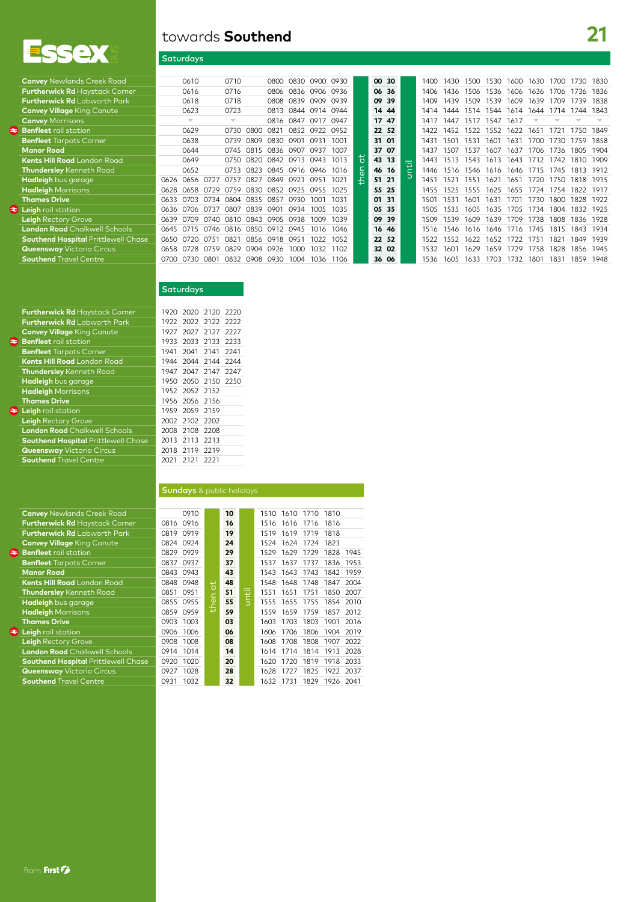# towards **Southend**

## Saturdays

| Stop | | | | | | | | | | then at | | | until | | | | | | | | | |
|---|---|---|---|---|---|---|---|---|---|---|---|---|---|---|---|---|---|---|---|---|---|---|
| **Canvey** Newlands Creek Road | | 0610 | | 0710 | | 0800 | 0830 | 0900 | 0930 | | 00 | 30 | | 1400 | 1430 | 1500 | 1530 | 1600 | 1630 | 1700 | 1730 | 1830 |
| **Furtherwick Rd** Haystack Corner | | 0616 | | 0716 | | 0806 | 0836 | 0906 | 0936 | | 06 | 36 | | 1406 | 1436 | 1506 | 1536 | 1606 | 1636 | 1706 | 1736 | 1836 |
| **Furtherwick Rd** Labworth Park | | 0618 | | 0718 | | 0808 | 0839 | 0909 | 0939 | | 09 | 39 | | 1409 | 1439 | 1509 | 1539 | 1609 | 1639 | 1709 | 1739 | 1838 |
| **Canvey Village** King Canute | | 0623 | | 0723 | | 0813 | 0844 | 0914 | 0944 | | 14 | 44 | | 1414 | 1444 | 1514 | 1544 | 1614 | 1644 | 1714 | 1744 | 1843 |
| **Canvey** Morrisons | | ▼ | | ▼ | | 0816 | 0847 | 0917 | 0947 | | 17 | 47 | | 1417 | 1447 | 1517 | 1547 | 1617 | ▼ | ▼ | ▼ | ▼ |
| **Benfleet** rail station | | 0629 | | 0730 | 0800 | 0821 | 0852 | 0922 | 0952 | | 22 | 52 | | 1422 | 1452 | 1522 | 1552 | 1622 | 1651 | 1721 | 1750 | 1849 |
| **Benfleet** Tarpots Corner | | 0638 | | 0739 | 0809 | 0830 | 0901 | 0931 | 1001 | | 31 | 01 | | 1431 | 1501 | 1531 | 1601 | 1631 | 1700 | 1730 | 1759 | 1858 |
| **Manor Road** | | 0644 | | 0745 | 0815 | 0836 | 0907 | 0937 | 1007 | | 37 | 07 | | 1437 | 1507 | 1537 | 1607 | 1637 | 1706 | 1736 | 1805 | 1904 |
| **Kents Hill Road** London Road | | 0649 | | 0750 | 0820 | 0842 | 0913 | 0943 | 1013 | | 43 | 13 | | 1443 | 1513 | 1543 | 1613 | 1643 | 1712 | 1742 | 1810 | 1909 |
| **Thundersley** Kenneth Road | | 0652 | | 0753 | 0823 | 0845 | 0916 | 0946 | 1016 | | 46 | 16 | | 1446 | 1516 | 1546 | 1616 | 1646 | 1715 | 1745 | 1813 | 1912 |
| **Hadleigh** bus garage | 0626 | 0656 | 0727 | 0757 | 0827 | 0849 | 0921 | 0951 | 1021 | | 51 | 21 | | 1451 | 1521 | 1551 | 1621 | 1651 | 1720 | 1750 | 1818 | 1915 |
| **Hadleigh** Morrisons | 0628 | 0658 | 0729 | 0759 | 0830 | 0852 | 0925 | 0955 | 1025 | | 55 | 25 | | 1455 | 1525 | 1555 | 1625 | 1655 | 1724 | 1754 | 1822 | 1917 |
| **Thames Drive** | 0633 | 0703 | 0734 | 0804 | 0835 | 0857 | 0930 | 1001 | 1031 | | 01 | 31 | | 1501 | 1531 | 1601 | 1631 | 1701 | 1730 | 1800 | 1828 | 1922 |
| **Leigh** rail station | 0636 | 0706 | 0737 | 0807 | 0839 | 0901 | 0934 | 1005 | 1035 | | 05 | 35 | | 1505 | 1535 | 1605 | 1635 | 1705 | 1734 | 1804 | 1832 | 1925 |
| **Leigh** Rectory Grove | 0639 | 0709 | 0740 | 0810 | 0843 | 0905 | 0938 | 1009 | 1039 | | 09 | 39 | | 1509 | 1539 | 1609 | 1639 | 1709 | 1738 | 1808 | 1836 | 1928 |
| **London Road** Chalkwell Schools | 0645 | 0715 | 0746 | 0816 | 0850 | 0912 | 0945 | 1016 | 1046 | | 16 | 46 | | 1516 | 1546 | 1616 | 1646 | 1716 | 1745 | 1815 | 1843 | 1934 |
| **Southend Hospital** Prittlewell Chase | 0650 | 0720 | 0751 | 0821 | 0856 | 0918 | 0951 | 1022 | 1052 | | 22 | 52 | | 1522 | 1552 | 1622 | 1652 | 1722 | 1751 | 1821 | 1849 | 1939 |
| **Queensway** Victoria Circus | 0658 | 0728 | 0759 | 0829 | 0904 | 0926 | 1000 | 1032 | 1102 | | 32 | 02 | | 1532 | 1601 | 1629 | 1659 | 1729 | 1758 | 1828 | 1856 | 1945 |
| **Southend** Travel Centre | 0700 | 0730 | 0801 | 0832 | 0908 | 0930 | 1004 | 1036 | 1106 | | 36 | 06 | | 1536 | 1605 | 1633 | 1703 | 1732 | 1801 | 1831 | 1859 | 1948 |

## Saturdays

| Stop | | | | |
|---|---|---|---|---|
| **Furtherwick Rd** Haystack Corner | 1920 | 2020 | 2120 | 2220 |
| **Furtherwick Rd** Labworth Park | 1922 | 2022 | 2122 | 2222 |
| **Canvey Village** King Canute | 1927 | 2027 | 2127 | 2227 |
| **Benfleet** rail station | 1933 | 2033 | 2133 | 2233 |
| **Benfleet** Tarpots Corner | 1941 | 2041 | 2141 | 2241 |
| **Kents Hill Road** London Road | 1944 | 2044 | 2144 | 2244 |
| **Thundersley** Kenneth Road | 1947 | 2047 | 2147 | 2247 |
| **Hadleigh** bus garage | 1950 | 2050 | 2150 | 2250 |
| **Hadleigh** Morrisons | 1952 | 2052 | 2152 | |
| **Thames Drive** | 1956 | 2056 | 2156 | |
| **Leigh** rail station | 1959 | 2059 | 2159 | |
| **Leigh** Rectory Grove | 2002 | 2102 | 2202 | |
| **London Road** Chalkwell Schools | 2008 | 2108 | 2208 | |
| **Southend Hospital** Prittlewell Chase | 2013 | 2113 | 2213 | |
| **Queensway** Victoria Circus | 2018 | 2119 | 2219 | |
| **Southend** Travel Centre | 2021 | 2121 | 2221 | |

## Sundays & public holidays

| Stop | | | then at | | until | | | | | |
|---|---|---|---|---|---|---|---|---|---|---|
| **Canvey** Newlands Creek Road | | 0910 | | 10 | | 1510 | 1610 | 1710 | 1810 | |
| **Furtherwick Rd** Haystack Corner | 0816 | 0916 | | 16 | | 1516 | 1616 | 1716 | 1816 | |
| **Furtherwick Rd** Labworth Park | 0819 | 0919 | | 19 | | 1519 | 1619 | 1719 | 1818 | |
| **Canvey Village** King Canute | 0824 | 0924 | | 24 | | 1524 | 1624 | 1724 | 1823 | |
| **Benfleet** rail station | 0829 | 0929 | | 29 | | 1529 | 1629 | 1729 | 1828 | 1945 |
| **Benfleet** Tarpots Corner | 0837 | 0937 | | 37 | | 1537 | 1637 | 1737 | 1836 | 1953 |
| **Manor Road** | 0843 | 0943 | | 43 | | 1543 | 1643 | 1743 | 1842 | 1959 |
| **Kents Hill Road** London Road | 0848 | 0948 | | 48 | | 1548 | 1648 | 1748 | 1847 | 2004 |
| **Thundersley** Kenneth Road | 0851 | 0951 | | 51 | | 1551 | 1651 | 1751 | 1850 | 2007 |
| **Hadleigh** bus garage | 0855 | 0955 | | 55 | | 1555 | 1655 | 1755 | 1854 | 2010 |
| **Hadleigh** Morrisons | 0859 | 0959 | | 59 | | 1559 | 1659 | 1759 | 1857 | 2012 |
| **Thames Drive** | 0903 | 1003 | | 03 | | 1603 | 1703 | 1803 | 1901 | 2016 |
| **Leigh** rail station | 0906 | 1006 | | 06 | | 1606 | 1706 | 1806 | 1904 | 2019 |
| **Leigh** Rectory Grove | 0908 | 1008 | | 08 | | 1608 | 1708 | 1808 | 1907 | 2022 |
| **London Road** Chalkwell Schools | 0914 | 1014 | | 14 | | 1614 | 1714 | 1814 | 1913 | 2028 |
| **Southend Hospital** Prittlewell Chase | 0920 | 1020 | | 20 | | 1620 | 1720 | 1819 | 1918 | 2033 |
| **Queensway** Victoria Circus | 0927 | 1028 | | 28 | | 1628 | 1727 | 1825 | 1922 | 2037 |
| **Southend** Travel Centre | 0931 | 1032 | | 32 | | 1632 | 1731 | 1829 | 1926 | 2041 |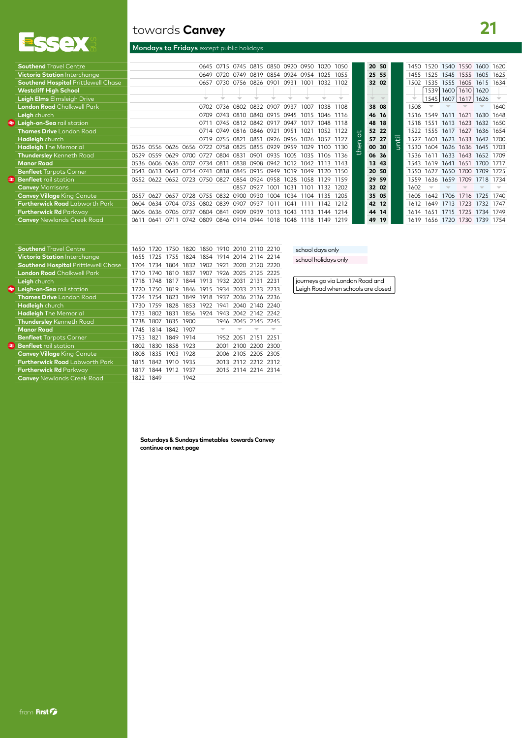# towards **Canvey** — 21

## **Mondays to Fridays** except public holidays

| Stop | | | | | | | | | | | | | | then at | | until | | | | | | |
|---|---|---|---|---|---|---|---|---|---|---|---|---|---|---|---|---|---|---|---|---|---|---|
| **Southend** Travel Centre | | | | | 0645 | 0715 | 0745 | 0815 | 0850 | 0920 | 0950 | 1020 | 1050 | 20 | 50 | | 1450 | 1520 | 1540 | 1550 | 1600 | 1620 |
| **Victoria Station** Interchange | | | | | 0649 | 0720 | 0749 | 0819 | 0854 | 0924 | 0954 | 1025 | 1055 | 25 | 55 | | 1455 | 1525 | 1545 | 1555 | 1605 | 1625 |
| **Southend Hospital** Prittlewell Chase | | | | | 0657 | 0730 | 0756 | 0826 | 0901 | 0931 | 1001 | 1032 | 1102 | 32 | 02 | | 1502 | 1535 | 1555 | 1605 | 1615 | 1634 |
| **Westcliff High School** | | | | | \| | \| | \| | \| | \| | \| | \| | \| | \| | \| | \| | | \| | 1539 | 1600 | 1610 | 1620 | \| |
| **Leigh Elms** Elmsleigh Drive | | | | | ↓ | ↓ | ↓ | ↓ | ↓ | ↓ | ↓ | ↓ | ↓ | ↓ | ↓ | | ↓ | 1545 | 1607 | 1617 | 1626 | ↓ |
| **London Road** Chalkwell Park | | | | | 0702 | 0736 | 0802 | 0832 | 0907 | 0937 | 1007 | 1038 | 1108 | 38 | 08 | | 1508 | ↓ | ↓ | ↓ | ↓ | 1640 |
| **Leigh** church | | | | | 0709 | 0743 | 0810 | 0840 | 0915 | 0945 | 1015 | 1046 | 1116 | 46 | 16 | | 1516 | 1549 | 1611 | 1621 | 1630 | 1648 |
| **Leigh-on-Sea** rail station | | | | | 0711 | 0745 | 0812 | 0842 | 0917 | 0947 | 1017 | 1048 | 1118 | 48 | 18 | | 1518 | 1551 | 1613 | 1623 | 1632 | 1650 |
| **Thames Drive** London Road | | | | | 0714 | 0749 | 0816 | 0846 | 0921 | 0951 | 1021 | 1052 | 1122 | 52 | 22 | | 1522 | 1555 | 1617 | 1627 | 1636 | 1654 |
| **Hadleigh** church | | | | | 0719 | 0755 | 0821 | 0851 | 0926 | 0956 | 1026 | 1057 | 1127 | 57 | 27 | | 1527 | 1601 | 1623 | 1633 | 1642 | 1700 |
| **Hadleigh** The Memorial | 0526 | 0556 | 0626 | 0656 | 0722 | 0758 | 0825 | 0855 | 0929 | 0959 | 1029 | 1100 | 1130 | 00 | 30 | | 1530 | 1604 | 1626 | 1636 | 1645 | 1703 |
| **Thundersley** Kenneth Road | 0529 | 0559 | 0629 | 0700 | 0727 | 0804 | 0831 | 0901 | 0935 | 1005 | 1035 | 1106 | 1136 | 06 | 36 | | 1536 | 1611 | 1633 | 1643 | 1652 | 1709 |
| **Manor Road** | 0536 | 0606 | 0636 | 0707 | 0734 | 0811 | 0838 | 0908 | 0942 | 1012 | 1042 | 1113 | 1143 | 13 | 43 | | 1543 | 1619 | 1641 | 1651 | 1700 | 1717 |
| **Benfleet** Tarpots Corner | 0543 | 0613 | 0643 | 0714 | 0741 | 0818 | 0845 | 0915 | 0949 | 1019 | 1049 | 1120 | 1150 | 20 | 50 | | 1550 | 1627 | 1650 | 1700 | 1709 | 1725 |
| **Benfleet** rail station | 0552 | 0622 | 0652 | 0723 | 0750 | 0827 | 0854 | 0924 | 0958 | 1028 | 1058 | 1129 | 1159 | 29 | 59 | | 1559 | 1636 | 1659 | 1709 | 1718 | 1734 |
| **Canvey** Morrisons | | | | | | | 0857 | 0927 | 1001 | 1031 | 1101 | 1132 | 1202 | 32 | 02 | | 1602 | ↓ | ↓ | ↓ | ↓ | ↓ |
| **Canvey Village** King Canute | 0557 | 0627 | 0657 | 0728 | 0755 | 0832 | 0900 | 0930 | 1004 | 1034 | 1104 | 1135 | 1205 | 35 | 05 | | 1605 | 1642 | 1706 | 1716 | 1725 | 1740 |
| **Furtherwick Road** Labworth Park | 0604 | 0634 | 0704 | 0735 | 0802 | 0839 | 0907 | 0937 | 1011 | 1041 | 1111 | 1142 | 1212 | 42 | 12 | | 1612 | 1649 | 1713 | 1723 | 1732 | 1747 |
| **Furtherwick Rd** Parkway | 0606 | 0636 | 0706 | 0737 | 0804 | 0841 | 0909 | 0939 | 1013 | 1043 | 1113 | 1144 | 1214 | 44 | 14 | | 1614 | 1651 | 1715 | 1725 | 1734 | 1749 |
| **Canvey** Newlands Creek Road | 0611 | 0641 | 0711 | 0742 | 0809 | 0846 | 0914 | 0944 | 1018 | 1048 | 1118 | 1149 | 1219 | 49 | 19 | | 1619 | 1656 | 1720 | 1730 | 1739 | 1754 |

| Stop | | | | | | | | | |
|---|---|---|---|---|---|---|---|---|---|
| **Southend** Travel Centre | 1650 | 1720 | 1750 | 1820 | 1850 | 1910 | 2010 | 2110 | 2210 |
| **Victoria Station** Interchange | 1655 | 1725 | 1755 | 1824 | 1854 | 1914 | 2014 | 2114 | 2214 |
| **Southend Hospital** Prittlewell Chase | 1704 | 1734 | 1804 | 1832 | 1902 | 1921 | 2020 | 2120 | 2220 |
| **London Road** Chalkwell Park | 1710 | 1740 | 1810 | 1837 | 1907 | 1926 | 2025 | 2125 | 2225 |
| **Leigh** church | 1718 | 1748 | 1817 | 1844 | 1913 | 1932 | 2031 | 2131 | 2231 |
| **Leigh-on-Sea** rail station | 1720 | 1750 | 1819 | 1846 | 1915 | 1934 | 2033 | 2133 | 2233 |
| **Thames Drive** London Road | 1724 | 1754 | 1823 | 1849 | 1918 | 1937 | 2036 | 2136 | 2236 |
| **Hadleigh** church | 1730 | 1759 | 1828 | 1853 | 1922 | 1941 | 2040 | 2140 | 2240 |
| **Hadleigh** The Memorial | 1733 | 1802 | 1831 | 1856 | 1924 | 1943 | 2042 | 2142 | 2242 |
| **Thundersley** Kenneth Road | 1738 | 1807 | 1835 | 1900 | | 1946 | 2045 | 2145 | 2245 |
| **Manor Road** | 1745 | 1814 | 1842 | 1907 | | ↓ | ↓ | ↓ | ↓ |
| **Benfleet** Tarpots Corner | 1753 | 1821 | 1849 | 1914 | | 1952 | 2051 | 2151 | 2251 |
| **Benfleet** rail station | 1802 | 1830 | 1858 | 1923 | | 2001 | 2100 | 2200 | 2300 |
| **Canvey Village** King Canute | 1808 | 1835 | 1903 | 1928 | | 2006 | 2105 | 2205 | 2305 |
| **Furtherwick Road** Labworth Park | 1815 | 1842 | 1910 | 1935 | | 2013 | 2112 | 2212 | 2312 |
| **Furtherwick Rd** Parkway | 1817 | 1844 | 1912 | 1937 | | 2015 | 2114 | 2214 | 2314 |
| **Canvey** Newlands Creek Road | 1822 | 1849 | | 1942 | | | | | |

school days only

school holidays only

journeys go via London Road and Leigh Road when schools are closed

**Saturdays & Sundays timetables towards Canvey continue on next page**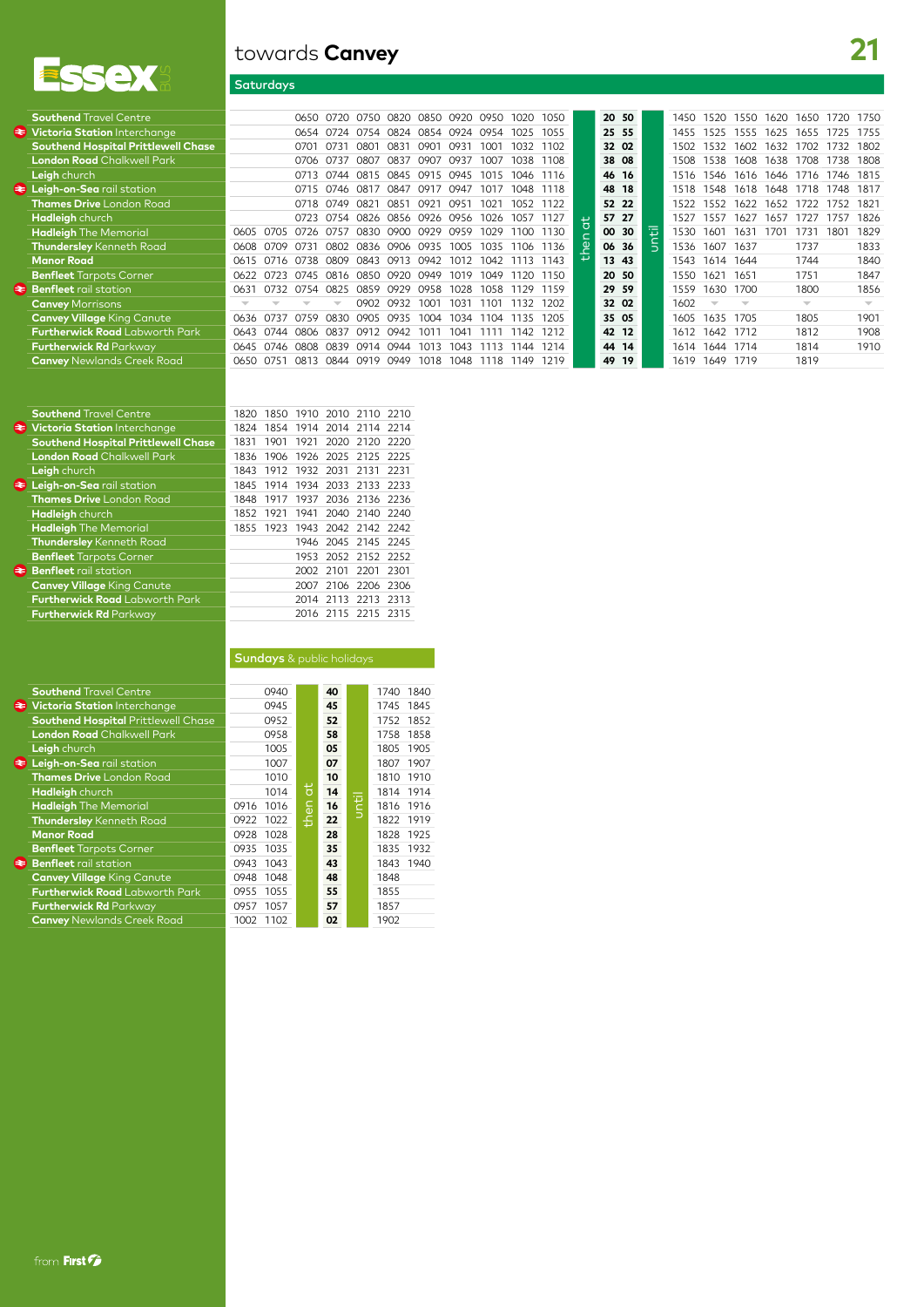# towards **Canvey**

## 21

## Saturdays

| Stop | | | | | | | | | | | | then at | | | until | | | | | | | |
|---|---|---|---|---|---|---|---|---|---|---|---|---|---|---|---|---|---|---|---|---|---|---|
| **Southend** Travel Centre | | | 0650 | 0720 | 0750 | 0820 | 0850 | 0920 | 0950 | 1020 | 1050 | | **20** | **50** | | 1450 | 1520 | 1550 | 1620 | 1650 | 1720 | 1750 |
| **Victoria Station** Interchange | | | 0654 | 0724 | 0754 | 0824 | 0854 | 0924 | 0954 | 1025 | 1055 | | **25** | **55** | | 1455 | 1525 | 1555 | 1625 | 1655 | 1725 | 1755 |
| **Southend Hospital** Prittlewell Chase | | | 0701 | 0731 | 0801 | 0831 | 0901 | 0931 | 1001 | 1032 | 1102 | | **32** | **02** | | 1502 | 1532 | 1602 | 1632 | 1702 | 1732 | 1802 |
| **London Road** Chalkwell Park | | | 0706 | 0737 | 0807 | 0837 | 0907 | 0937 | 1007 | 1038 | 1108 | | **38** | **08** | | 1508 | 1538 | 1608 | 1638 | 1708 | 1738 | 1808 |
| **Leigh** church | | | 0713 | 0744 | 0815 | 0845 | 0915 | 0945 | 1015 | 1046 | 1116 | | **46** | **16** | | 1516 | 1546 | 1616 | 1646 | 1716 | 1746 | 1815 |
| **Leigh-on-Sea** rail station | | | 0715 | 0746 | 0817 | 0847 | 0917 | 0947 | 1017 | 1048 | 1118 | | **48** | **18** | | 1518 | 1548 | 1618 | 1648 | 1718 | 1748 | 1817 |
| **Thames Drive** London Road | | | 0718 | 0749 | 0821 | 0851 | 0921 | 0951 | 1021 | 1052 | 1122 | | **52** | **22** | | 1522 | 1552 | 1622 | 1652 | 1722 | 1752 | 1821 |
| **Hadleigh** church | | | 0723 | 0754 | 0826 | 0856 | 0926 | 0956 | 1026 | 1057 | 1127 | | **57** | **27** | | 1527 | 1557 | 1627 | 1657 | 1727 | 1757 | 1826 |
| **Hadleigh** The Memorial | 0605 | 0705 | 0726 | 0757 | 0830 | 0900 | 0929 | 0959 | 1029 | 1100 | 1130 | | **00** | **30** | | 1530 | 1601 | 1631 | 1701 | 1731 | 1801 | 1829 |
| **Thundersley** Kenneth Road | 0608 | 0709 | 0731 | 0802 | 0836 | 0906 | 0935 | 1005 | 1035 | 1106 | 1136 | | **06** | **36** | | 1536 | 1607 | 1637 | | 1737 | | 1833 |
| **Manor Road** | 0615 | 0716 | 0738 | 0809 | 0843 | 0913 | 0942 | 1012 | 1042 | 1113 | 1143 | | **13** | **43** | | 1543 | 1614 | 1644 | | 1744 | | 1840 |
| **Benfleet** Tarpots Corner | 0622 | 0723 | 0745 | 0816 | 0850 | 0920 | 0949 | 1019 | 1049 | 1120 | 1150 | | **20** | **50** | | 1550 | 1621 | 1651 | | 1751 | | 1847 |
| **Benfleet** rail station | 0631 | 0732 | 0754 | 0825 | 0859 | 0929 | 0958 | 1028 | 1058 | 1129 | 1159 | | **29** | **59** | | 1559 | 1630 | 1700 | | 1800 | | 1856 |
| **Canvey** Morrisons | ▼ | ▼ | ▼ | ▼ | 0902 | 0932 | 1001 | 1031 | 1101 | 1132 | 1202 | | **32** | **02** | | 1602 | ▼ | ▼ | | ▼ | | ▼ |
| **Canvey Village** King Canute | 0636 | 0737 | 0759 | 0830 | 0905 | 0935 | 1004 | 1034 | 1104 | 1135 | 1205 | | **35** | **05** | | 1605 | 1635 | 1705 | | 1805 | | 1901 |
| **Furtherwick Road** Labworth Park | 0643 | 0744 | 0806 | 0837 | 0912 | 0942 | 1011 | 1041 | 1111 | 1142 | 1212 | | **42** | **12** | | 1612 | 1642 | 1712 | | 1812 | | 1908 |
| **Furtherwick Rd** Parkway | 0645 | 0746 | 0808 | 0839 | 0914 | 0944 | 1013 | 1043 | 1113 | 1144 | 1214 | | **44** | **14** | | 1614 | 1644 | 1714 | | 1814 | | 1910 |
| **Canvey** Newlands Creek Road | 0650 | 0751 | 0813 | 0844 | 0919 | 0949 | 1018 | 1048 | 1118 | 1149 | 1219 | | **49** | **19** | | 1619 | 1649 | 1719 | | 1819 | | |

| Stop | | | | | | |
|---|---|---|---|---|---|---|
| **Southend** Travel Centre | 1820 | 1850 | 1910 | 2010 | 2110 | 2210 |
| **Victoria Station** Interchange | 1824 | 1854 | 1914 | 2014 | 2114 | 2214 |
| **Southend Hospital** Prittlewell Chase | 1831 | 1901 | 1921 | 2020 | 2120 | 2220 |
| **London Road** Chalkwell Park | 1836 | 1906 | 1926 | 2025 | 2125 | 2225 |
| **Leigh** church | 1843 | 1912 | 1932 | 2031 | 2131 | 2231 |
| **Leigh-on-Sea** rail station | 1845 | 1914 | 1934 | 2033 | 2133 | 2233 |
| **Thames Drive** London Road | 1848 | 1917 | 1937 | 2036 | 2136 | 2236 |
| **Hadleigh** church | 1852 | 1921 | 1941 | 2040 | 2140 | 2240 |
| **Hadleigh** The Memorial | 1855 | 1923 | 1943 | 2042 | 2142 | 2242 |
| **Thundersley** Kenneth Road | | | 1946 | 2045 | 2145 | 2245 |
| **Benfleet** Tarpots Corner | | | 1953 | 2052 | 2152 | 2252 |
| **Benfleet** rail station | | | 2002 | 2101 | 2201 | 2301 |
| **Canvey Village** King Canute | | | 2007 | 2106 | 2206 | 2306 |
| **Furtherwick Road** Labworth Park | | | 2014 | 2113 | 2213 | 2313 |
| **Furtherwick Rd** Parkway | | | 2016 | 2115 | 2215 | 2315 |

## Sundays & public holidays

| Stop | | | then at | | until | | |
|---|---|---|---|---|---|---|---|
| **Southend** Travel Centre | | 0940 | | **40** | | 1740 | 1840 |
| **Victoria Station** Interchange | | 0945 | | **45** | | 1745 | 1845 |
| **Southend Hospital** Prittlewell Chase | | 0952 | | **52** | | 1752 | 1852 |
| **London Road** Chalkwell Park | | 0958 | | **58** | | 1758 | 1858 |
| **Leigh** church | | 1005 | | **05** | | 1805 | 1905 |
| **Leigh-on-Sea** rail station | | 1007 | | **07** | | 1807 | 1907 |
| **Thames Drive** London Road | | 1010 | | **10** | | 1810 | 1910 |
| **Hadleigh** church | | 1014 | | **14** | | 1814 | 1914 |
| **Hadleigh** The Memorial | 0916 | 1016 | | **16** | | 1816 | 1916 |
| **Thundersley** Kenneth Road | 0922 | 1022 | | **22** | | 1822 | 1919 |
| **Manor Road** | 0928 | 1028 | | **28** | | 1828 | 1925 |
| **Benfleet** Tarpots Corner | 0935 | 1035 | | **35** | | 1835 | 1932 |
| **Benfleet** rail station | 0943 | 1043 | | **43** | | 1843 | 1940 |
| **Canvey Village** King Canute | 0948 | 1048 | | **48** | | 1848 | |
| **Furtherwick Road** Labworth Park | 0955 | 1055 | | **55** | | 1855 | |
| **Furtherwick Rd** Parkway | 0957 | 1057 | | **57** | | 1857 | |
| **Canvey** Newlands Creek Road | 1002 | 1102 | | **02** | | 1902 | |